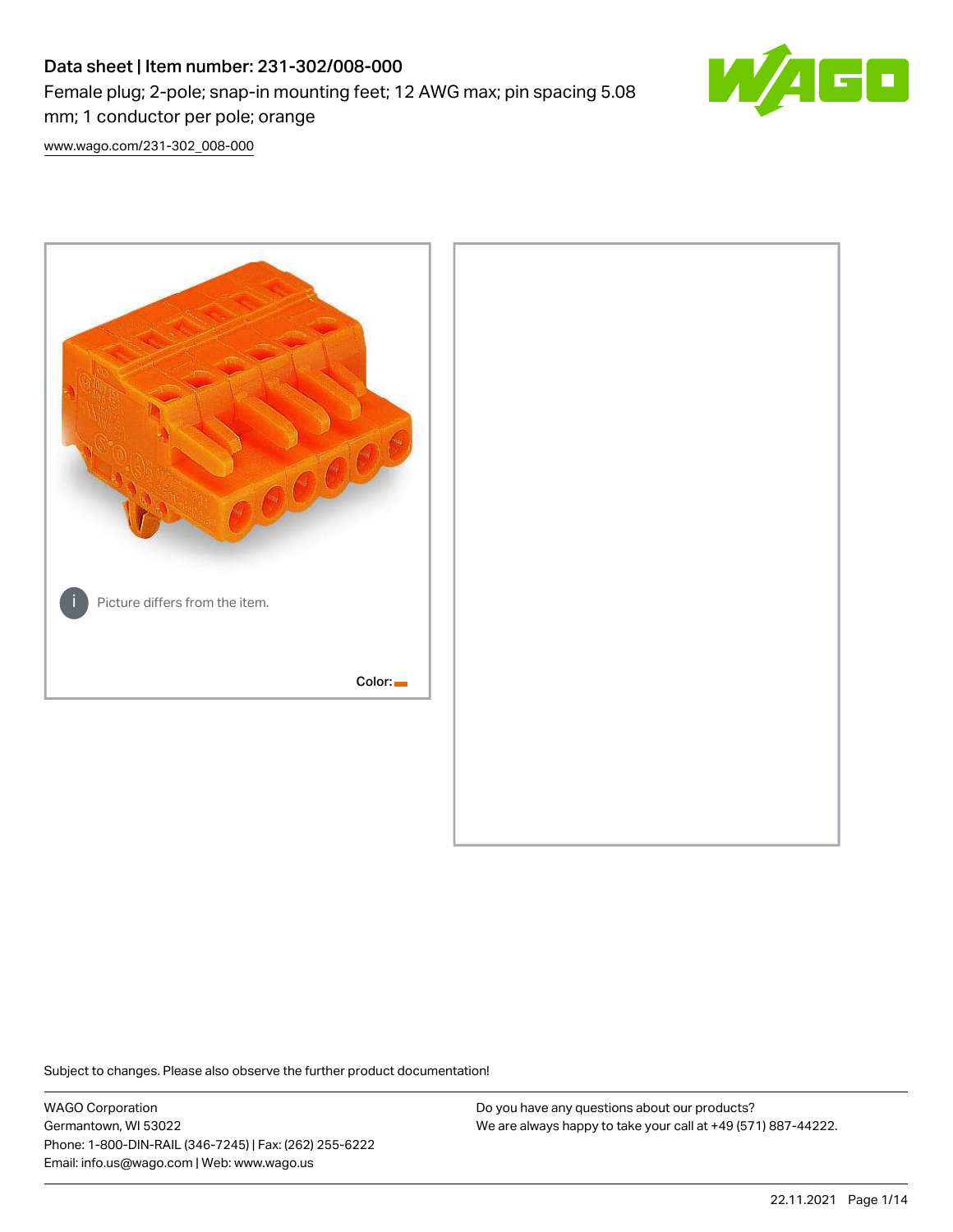# Data sheet | Item number: 231-302/008-000

Female plug; 2-pole; snap-in mounting feet; 12 AWG max; pin spacing 5.08 mm; 1 conductor per pole; orange

www.wago.com/231-302_008-000

Picture differs from the item.

Color:

Subject to changes. Please also observe the further product documentation!

WAGO Corporation
Germantown, WI 53022
Phone: 1-800-DIN-RAIL (346-7245) | Fax: (262) 255-6222
Email: info.us@wago.com | Web: www.wago.us

Do you have any questions about our products?
We are always happy to take your call at +49 (571) 887-44222.

22.11.2021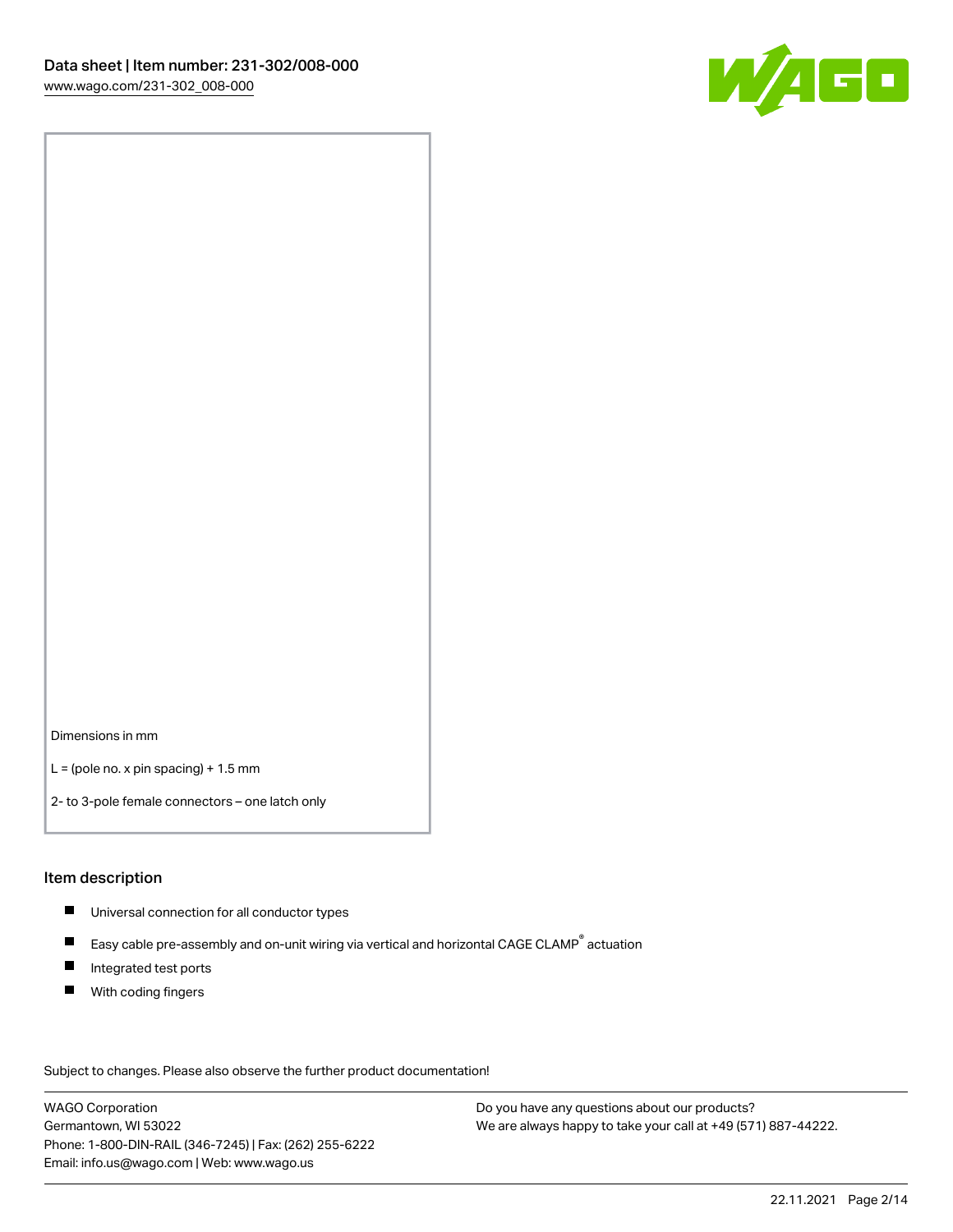Dimensions in mm

L = (pole no. x pin spacing) + 1.5 mm

2- to 3-pole female connectors – one latch only

## Item description

- Universal connection for all conductor types
- Easy cable pre-assembly and on-unit wiring via vertical and horizontal CAGE CLAMP® actuation
- Integrated test ports
- With coding fingers

Subject to changes. Please also observe the further product documentation!

WAGO Corporation
Germantown, WI 53022
Phone: 1-800-DIN-RAIL (346-7245) | Fax: (262) 255-6222
Email: info.us@wago.com | Web: www.wago.us

Do you have any questions about our products?
We are always happy to take your call at +49 (571) 887-44222.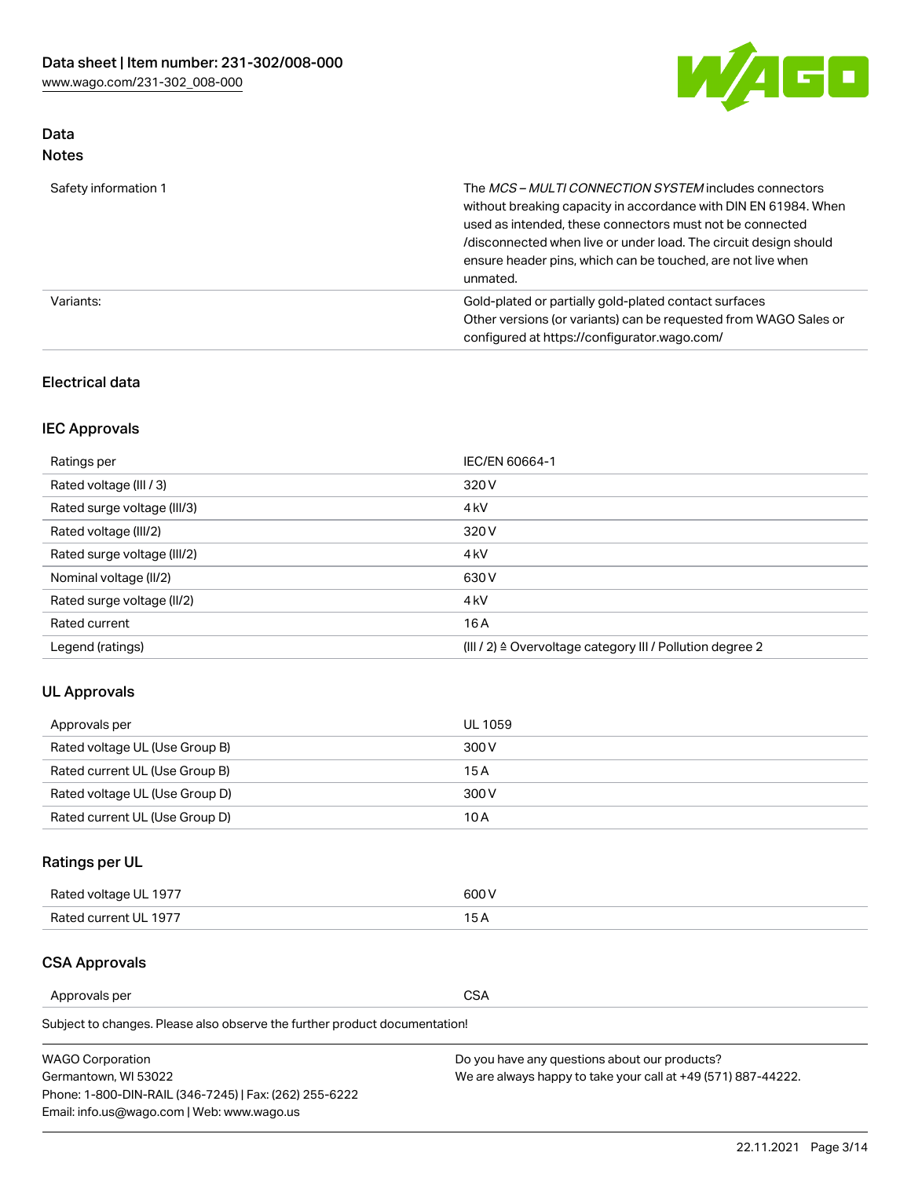## Data
### Notes

| | |
|---|---|
| Safety information 1 | The *MCS – MULTI CONNECTION SYSTEM* includes connectors without breaking capacity in accordance with DIN EN 61984. When used as intended, these connectors must not be connected /disconnected when live or under load. The circuit design should ensure header pins, which can be touched, are not live when unmated. |
| Variants: | Gold-plated or partially gold-plated contact surfaces<br>Other versions (or variants) can be requested from WAGO Sales or configured at https://configurator.wago.com/ |

### Electrical data

### IEC Approvals

| | |
|---|---|
| Ratings per | IEC/EN 60664-1 |
| Rated voltage (III / 3) | 320 V |
| Rated surge voltage (III/3) | 4 kV |
| Rated voltage (III/2) | 320 V |
| Rated surge voltage (III/2) | 4 kV |
| Nominal voltage (II/2) | 630 V |
| Rated surge voltage (II/2) | 4 kV |
| Rated current | 16 A |
| Legend (ratings) | (III / 2) ≙ Overvoltage category III / Pollution degree 2 |

### UL Approvals

| | |
|---|---|
| Approvals per | UL 1059 |
| Rated voltage UL (Use Group B) | 300 V |
| Rated current UL (Use Group B) | 15 A |
| Rated voltage UL (Use Group D) | 300 V |
| Rated current UL (Use Group D) | 10 A |

### Ratings per UL

| | |
|---|---|
| Rated voltage UL 1977 | 600 V |
| Rated current UL 1977 | 15 A |

### CSA Approvals

| | |
|---|---|
| Approvals per | CSA |

Subject to changes. Please also observe the further product documentation!

WAGO Corporation
Germantown, WI 53022
Phone: 1-800-DIN-RAIL (346-7245) | Fax: (262) 255-6222
Email: info.us@wago.com | Web: www.wago.us

Do you have any questions about our products?
We are always happy to take your call at +49 (571) 887-44222.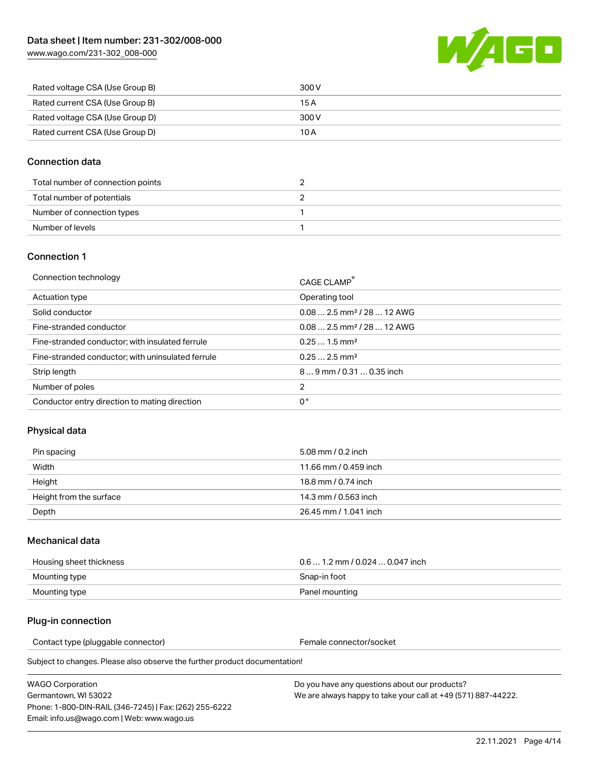| Rated voltage CSA (Use Group B) | 300 V |
|---|---|
| Rated current CSA (Use Group B) | 15 A |
| Rated voltage CSA (Use Group D) | 300 V |
| Rated current CSA (Use Group D) | 10 A |

## Connection data

| Total number of connection points | 2 |
|---|---|
| Total number of potentials | 2 |
| Number of connection types | 1 |
| Number of levels | 1 |

## Connection 1

| Connection technology | CAGE CLAMP® |
|---|---|
| Actuation type | Operating tool |
| Solid conductor | 0.08 … 2.5 mm² / 28 … 12 AWG |
| Fine-stranded conductor | 0.08 … 2.5 mm² / 28 … 12 AWG |
| Fine-stranded conductor; with insulated ferrule | 0.25 … 1.5 mm² |
| Fine-stranded conductor; with uninsulated ferrule | 0.25 … 2.5 mm² |
| Strip length | 8 … 9 mm / 0.31 … 0.35 inch |
| Number of poles | 2 |
| Conductor entry direction to mating direction | 0 ° |

## Physical data

| Pin spacing | 5.08 mm / 0.2 inch |
|---|---|
| Width | 11.66 mm / 0.459 inch |
| Height | 18.8 mm / 0.74 inch |
| Height from the surface | 14.3 mm / 0.563 inch |
| Depth | 26.45 mm / 1.041 inch |

## Mechanical data

| Housing sheet thickness | 0.6 … 1.2 mm / 0.024 … 0.047 inch |
|---|---|
| Mounting type | Snap-in foot |
| Mounting type | Panel mounting |

## Plug-in connection

| Contact type (pluggable connector) | Female connector/socket |
|---|---|

Subject to changes. Please also observe the further product documentation!

WAGO Corporation
Germantown, WI 53022
Phone: 1-800-DIN-RAIL (346-7245) | Fax: (262) 255-6222
Email: info.us@wago.com | Web: www.wago.us

Do you have any questions about our products?
We are always happy to take your call at +49 (571) 887-44222.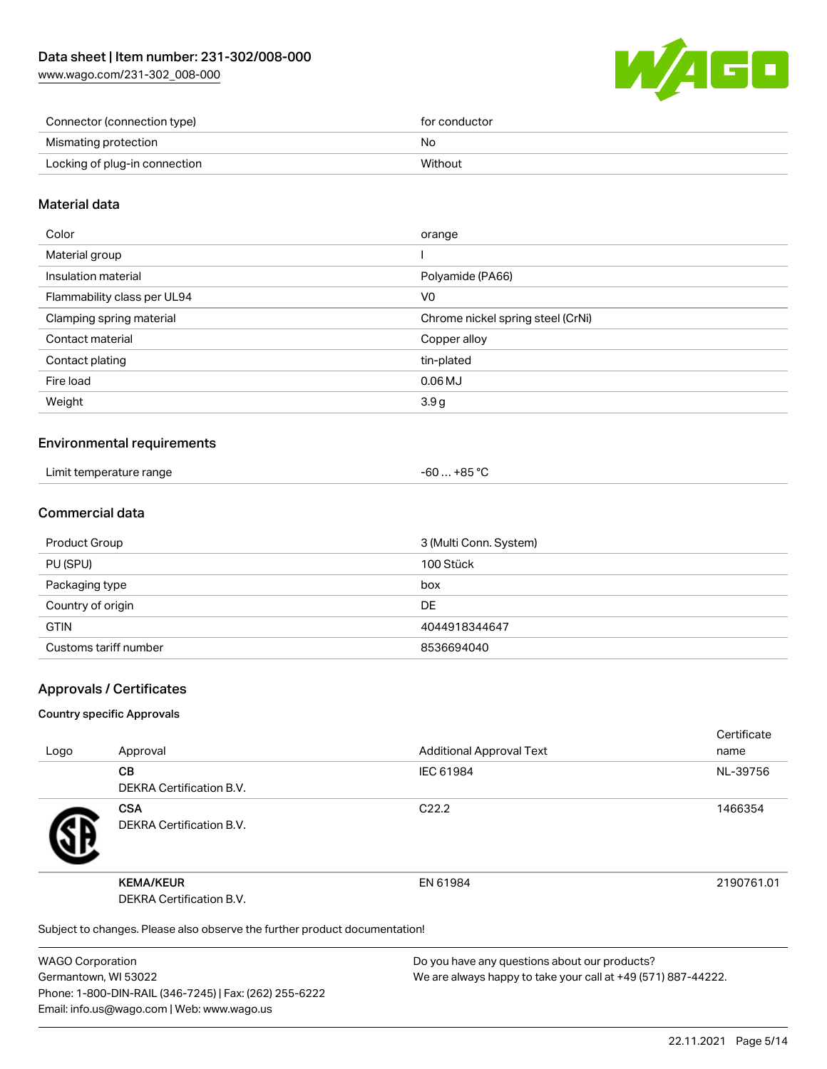| Connector (connection type) | for conductor |
| --- | --- |
| Mismating protection | No |
| Locking of plug-in connection | Without |

## Material data

| Color | orange |
| --- | --- |
| Material group | I |
| Insulation material | Polyamide (PA66) |
| Flammability class per UL94 | V0 |
| Clamping spring material | Chrome nickel spring steel (CrNi) |
| Contact material | Copper alloy |
| Contact plating | tin-plated |
| Fire load | 0.06 MJ |
| Weight | 3.9 g |

## Environmental requirements

| Limit temperature range | -60 … +85 °C |
| --- | --- |

## Commercial data

| Product Group | 3 (Multi Conn. System) |
| --- | --- |
| PU (SPU) | 100 Stück |
| Packaging type | box |
| Country of origin | DE |
| GTIN | 4044918344647 |
| Customs tariff number | 8536694040 |

## Approvals / Certificates

### Country specific Approvals

| Logo | Approval | Additional Approval Text | Certificate name |
| --- | --- | --- | --- |
| | **CB** DEKRA Certification B.V. | IEC 61984 | NL-39756 |
| | **CSA** DEKRA Certification B.V. | C22.2 | 1466354 |
| | **KEMA/KEUR** DEKRA Certification B.V. | EN 61984 | 2190761.01 |

Subject to changes. Please also observe the further product documentation!

WAGO Corporation
Germantown, WI 53022
Phone: 1-800-DIN-RAIL (346-7245) | Fax: (262) 255-6222
Email: info.us@wago.com | Web: www.wago.us

Do you have any questions about our products?
We are always happy to take your call at +49 (571) 887-44222.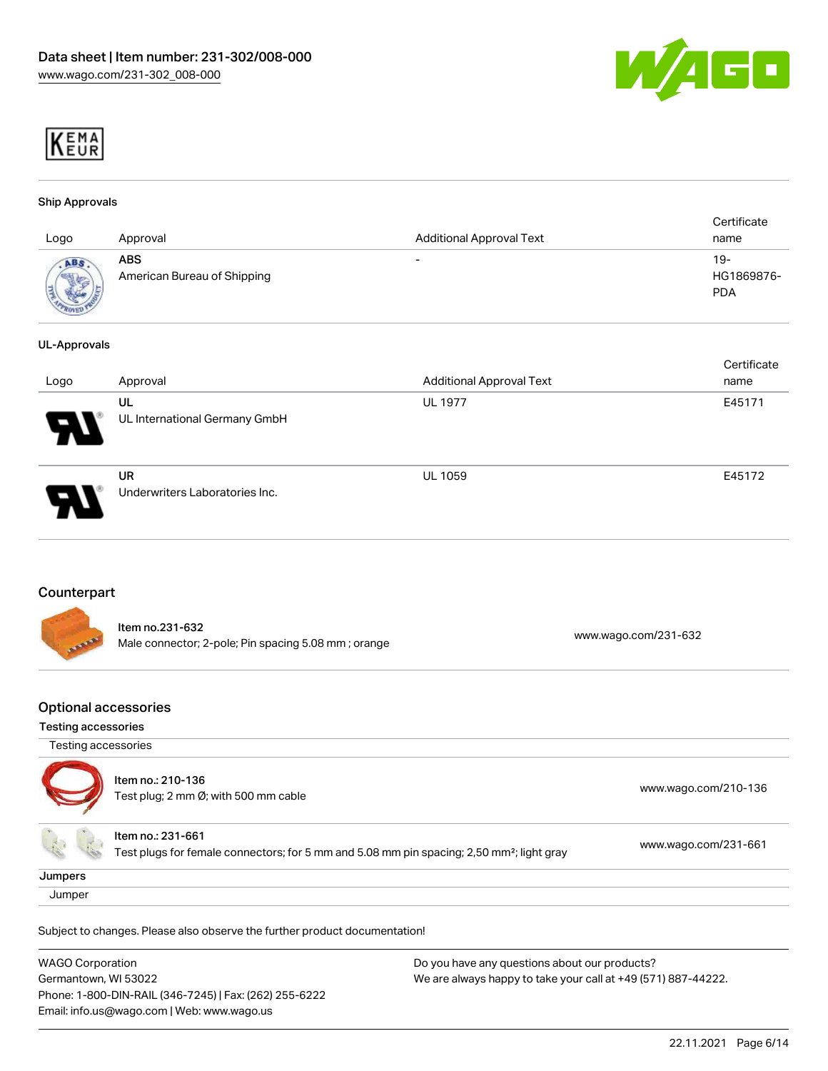### Ship Approvals

| Logo | Approval | Additional Approval Text | Certificate name |
|---|---|---|---|
| | **ABS** American Bureau of Shipping | - | 19-HG1869876-PDA |

### UL-Approvals

| Logo | Approval | Additional Approval Text | Certificate name |
|---|---|---|---|
| | **UL** UL International Germany GmbH | UL 1977 | E45171 |
| | **UR** Underwriters Laboratories Inc. | UL 1059 | E45172 |

## Counterpart

| | | |
|---|---|---|
| | Item no.231-632<br>Male connector; 2-pole; Pin spacing 5.08 mm ; orange | www.wago.com/231-632 |

## Optional accessories

**Testing accessories**

Testing accessories

| | | |
|---|---|---|
| | Item no.: 210-136<br>Test plug; 2 mm Ø; with 500 mm cable | www.wago.com/210-136 |
| | Item no.: 231-661<br>Test plugs for female connectors; for 5 mm and 5.08 mm pin spacing; 2,50 mm²; light gray | www.wago.com/231-661 |

**Jumpers**

Jumper

Subject to changes. Please also observe the further product documentation!

WAGO Corporation
Germantown, WI 53022
Phone: 1-800-DIN-RAIL (346-7245) | Fax: (262) 255-6222
Email: info.us@wago.com | Web: www.wago.us

Do you have any questions about our products?
We are always happy to take your call at +49 (571) 887-44222.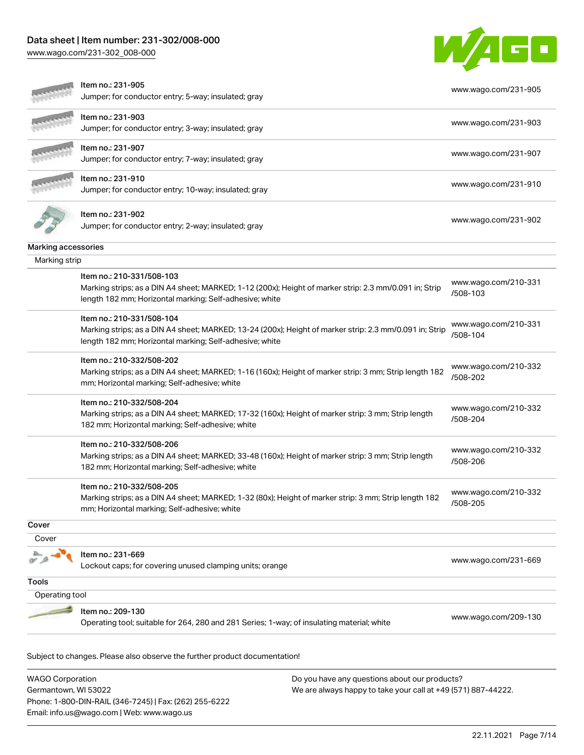| Item | Link |
|---|---|
| Item no.: 231-905<br>Jumper; for conductor entry; 5-way; insulated; gray | www.wago.com/231-905 |
| Item no.: 231-903<br>Jumper; for conductor entry; 3-way; insulated; gray | www.wago.com/231-903 |
| Item no.: 231-907<br>Jumper; for conductor entry; 7-way; insulated; gray | www.wago.com/231-907 |
| Item no.: 231-910<br>Jumper; for conductor entry; 10-way; insulated; gray | www.wago.com/231-910 |
| Item no.: 231-902<br>Jumper; for conductor entry; 2-way; insulated; gray | www.wago.com/231-902 |

## Marking accessories

### Marking strip

| Item | Link |
|---|---|
| Item no.: 210-331/508-103<br>Marking strips; as a DIN A4 sheet; MARKED; 1-12 (200x); Height of marker strip: 2.3 mm/0.091 in; Strip length 182 mm; Horizontal marking; Self-adhesive; white | www.wago.com/210-331/508-103 |
| Item no.: 210-331/508-104<br>Marking strips; as a DIN A4 sheet; MARKED; 13-24 (200x); Height of marker strip: 2.3 mm/0.091 in; Strip length 182 mm; Horizontal marking; Self-adhesive; white | www.wago.com/210-331/508-104 |
| Item no.: 210-332/508-202<br>Marking strips; as a DIN A4 sheet; MARKED; 1-16 (160x); Height of marker strip: 3 mm; Strip length 182 mm; Horizontal marking; Self-adhesive; white | www.wago.com/210-332/508-202 |
| Item no.: 210-332/508-204<br>Marking strips; as a DIN A4 sheet; MARKED; 17-32 (160x); Height of marker strip: 3 mm; Strip length 182 mm; Horizontal marking; Self-adhesive; white | www.wago.com/210-332/508-204 |
| Item no.: 210-332/508-206<br>Marking strips; as a DIN A4 sheet; MARKED; 33-48 (160x); Height of marker strip: 3 mm; Strip length 182 mm; Horizontal marking; Self-adhesive; white | www.wago.com/210-332/508-206 |
| Item no.: 210-332/508-205<br>Marking strips; as a DIN A4 sheet; MARKED; 1-32 (80x); Height of marker strip: 3 mm; Strip length 182 mm; Horizontal marking; Self-adhesive; white | www.wago.com/210-332/508-205 |

## Cover

### Cover

| Item | Link |
|---|---|
| Item no.: 231-669<br>Lockout caps; for covering unused clamping units; orange | www.wago.com/231-669 |

## Tools

### Operating tool

| Item | Link |
|---|---|
| Item no.: 209-130<br>Operating tool; suitable for 264, 280 and 281 Series; 1-way; of insulating material; white | www.wago.com/209-130 |

Subject to changes. Please also observe the further product documentation!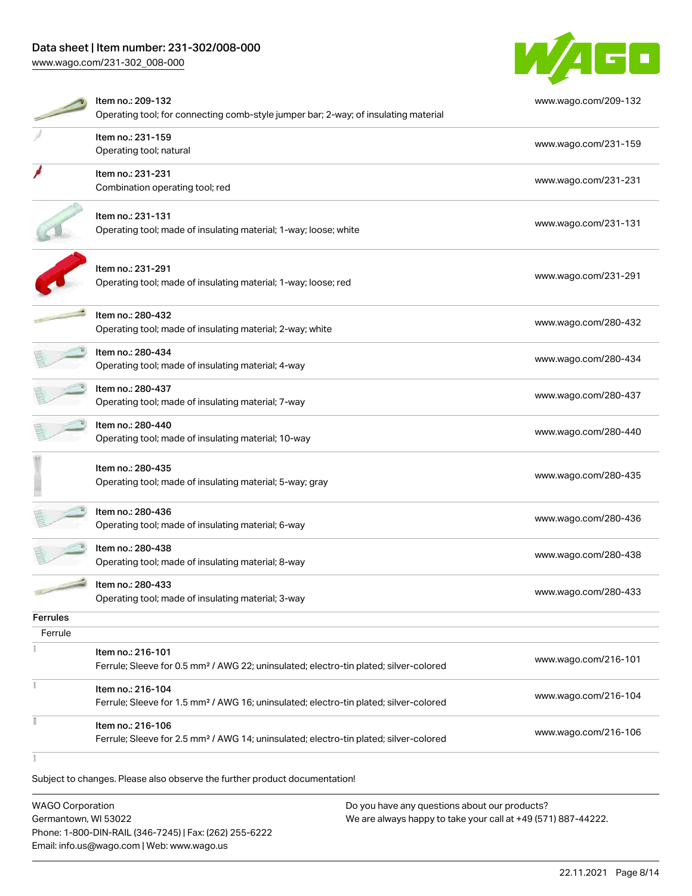| Item | Link |
| --- | --- |
| Item no.: 209-132<br>Operating tool; for connecting comb-style jumper bar; 2-way; of insulating material | www.wago.com/209-132 |
| Item no.: 231-159<br>Operating tool; natural | www.wago.com/231-159 |
| Item no.: 231-231<br>Combination operating tool; red | www.wago.com/231-231 |
| Item no.: 231-131<br>Operating tool; made of insulating material; 1-way; loose; white | www.wago.com/231-131 |
| Item no.: 231-291<br>Operating tool; made of insulating material; 1-way; loose; red | www.wago.com/231-291 |
| Item no.: 280-432<br>Operating tool; made of insulating material; 2-way; white | www.wago.com/280-432 |
| Item no.: 280-434<br>Operating tool; made of insulating material; 4-way | www.wago.com/280-434 |
| Item no.: 280-437<br>Operating tool; made of insulating material; 7-way | www.wago.com/280-437 |
| Item no.: 280-440<br>Operating tool; made of insulating material; 10-way | www.wago.com/280-440 |
| Item no.: 280-435<br>Operating tool; made of insulating material; 5-way; gray | www.wago.com/280-435 |
| Item no.: 280-436<br>Operating tool; made of insulating material; 6-way | www.wago.com/280-436 |
| Item no.: 280-438<br>Operating tool; made of insulating material; 8-way | www.wago.com/280-438 |
| Item no.: 280-433<br>Operating tool; made of insulating material; 3-way | www.wago.com/280-433 |

**Ferrules**

Ferrule

| Item | Link |
| --- | --- |
| Item no.: 216-101<br>Ferrule; Sleeve for 0.5 mm² / AWG 22; uninsulated; electro-tin plated; silver-colored | www.wago.com/216-101 |
| Item no.: 216-104<br>Ferrule; Sleeve for 1.5 mm² / AWG 16; uninsulated; electro-tin plated; silver-colored | www.wago.com/216-104 |
| Item no.: 216-106<br>Ferrule; Sleeve for 2.5 mm² / AWG 14; uninsulated; electro-tin plated; silver-colored | www.wago.com/216-106 |

Subject to changes. Please also observe the further product documentation!

WAGO Corporation
Germantown, WI 53022
Phone: 1-800-DIN-RAIL (346-7245) | Fax: (262) 255-6222
Email: info.us@wago.com | Web: www.wago.us

Do you have any questions about our products?
We are always happy to take your call at +49 (571) 887-44222.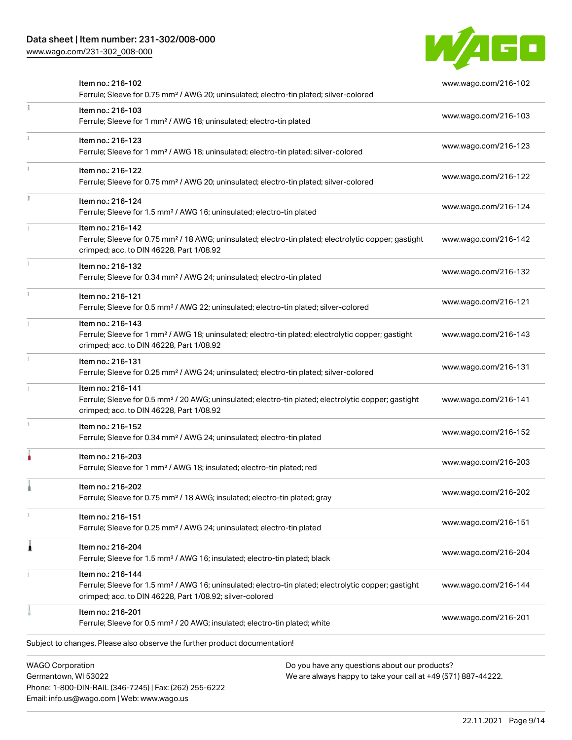| Item | URL |
|---|---|
| Item no.: 216-102<br>Ferrule; Sleeve for 0.75 mm² / AWG 20; uninsulated; electro-tin plated; silver-colored | www.wago.com/216-102 |
| Item no.: 216-103<br>Ferrule; Sleeve for 1 mm² / AWG 18; uninsulated; electro-tin plated | www.wago.com/216-103 |
| Item no.: 216-123<br>Ferrule; Sleeve for 1 mm² / AWG 18; uninsulated; electro-tin plated; silver-colored | www.wago.com/216-123 |
| Item no.: 216-122<br>Ferrule; Sleeve for 0.75 mm² / AWG 20; uninsulated; electro-tin plated; silver-colored | www.wago.com/216-122 |
| Item no.: 216-124<br>Ferrule; Sleeve for 1.5 mm² / AWG 16; uninsulated; electro-tin plated | www.wago.com/216-124 |
| Item no.: 216-142<br>Ferrule; Sleeve for 0.75 mm² / 18 AWG; uninsulated; electro-tin plated; electrolytic copper; gastight crimped; acc. to DIN 46228, Part 1/08.92 | www.wago.com/216-142 |
| Item no.: 216-132<br>Ferrule; Sleeve for 0.34 mm² / AWG 24; uninsulated; electro-tin plated | www.wago.com/216-132 |
| Item no.: 216-121<br>Ferrule; Sleeve for 0.5 mm² / AWG 22; uninsulated; electro-tin plated; silver-colored | www.wago.com/216-121 |
| Item no.: 216-143<br>Ferrule; Sleeve for 1 mm² / AWG 18; uninsulated; electro-tin plated; electrolytic copper; gastight crimped; acc. to DIN 46228, Part 1/08.92 | www.wago.com/216-143 |
| Item no.: 216-131<br>Ferrule; Sleeve for 0.25 mm² / AWG 24; uninsulated; electro-tin plated; silver-colored | www.wago.com/216-131 |
| Item no.: 216-141<br>Ferrule; Sleeve for 0.5 mm² / 20 AWG; uninsulated; electro-tin plated; electrolytic copper; gastight crimped; acc. to DIN 46228, Part 1/08.92 | www.wago.com/216-141 |
| Item no.: 216-152<br>Ferrule; Sleeve for 0.34 mm² / AWG 24; uninsulated; electro-tin plated | www.wago.com/216-152 |
| Item no.: 216-203<br>Ferrule; Sleeve for 1 mm² / AWG 18; insulated; electro-tin plated; red | www.wago.com/216-203 |
| Item no.: 216-202<br>Ferrule; Sleeve for 0.75 mm² / 18 AWG; insulated; electro-tin plated; gray | www.wago.com/216-202 |
| Item no.: 216-151<br>Ferrule; Sleeve for 0.25 mm² / AWG 24; uninsulated; electro-tin plated | www.wago.com/216-151 |
| Item no.: 216-204<br>Ferrule; Sleeve for 1.5 mm² / AWG 16; insulated; electro-tin plated; black | www.wago.com/216-204 |
| Item no.: 216-144<br>Ferrule; Sleeve for 1.5 mm² / AWG 16; uninsulated; electro-tin plated; electrolytic copper; gastight crimped; acc. to DIN 46228, Part 1/08.92; silver-colored | www.wago.com/216-144 |
| Item no.: 216-201<br>Ferrule; Sleeve for 0.5 mm² / 20 AWG; insulated; electro-tin plated; white | www.wago.com/216-201 |

Subject to changes. Please also observe the further product documentation!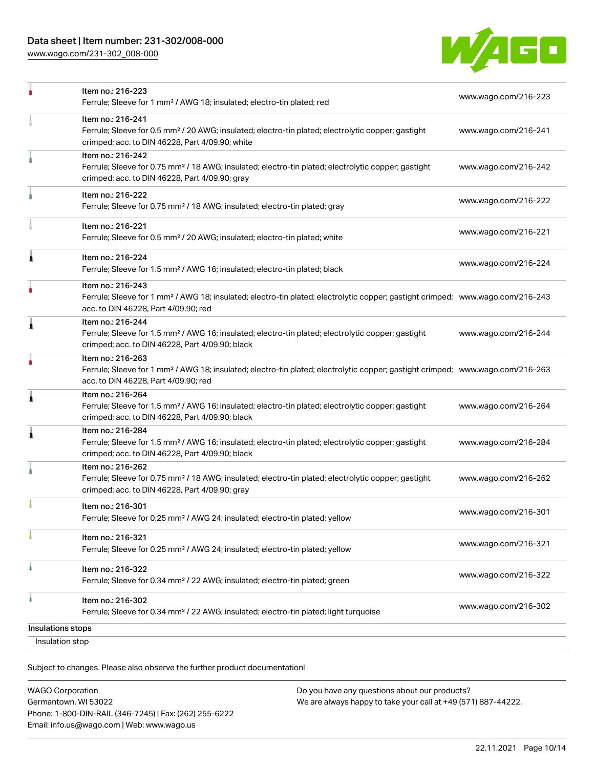| | Item | Link |
|---|---|---|
| | Item no.: 216-223<br>Ferrule; Sleeve for 1 mm² / AWG 18; insulated; electro-tin plated; red | www.wago.com/216-223 |
| | Item no.: 216-241<br>Ferrule; Sleeve for 0.5 mm² / 20 AWG; insulated; electro-tin plated; electrolytic copper; gastight crimped; acc. to DIN 46228, Part 4/09.90; white | www.wago.com/216-241 |
| | Item no.: 216-242<br>Ferrule; Sleeve for 0.75 mm² / 18 AWG; insulated; electro-tin plated; electrolytic copper; gastight crimped; acc. to DIN 46228, Part 4/09.90; gray | www.wago.com/216-242 |
| | Item no.: 216-222<br>Ferrule; Sleeve for 0.75 mm² / 18 AWG; insulated; electro-tin plated; gray | www.wago.com/216-222 |
| | Item no.: 216-221<br>Ferrule; Sleeve for 0.5 mm² / 20 AWG; insulated; electro-tin plated; white | www.wago.com/216-221 |
| | Item no.: 216-224<br>Ferrule; Sleeve for 1.5 mm² / AWG 16; insulated; electro-tin plated; black | www.wago.com/216-224 |
| | Item no.: 216-243<br>Ferrule; Sleeve for 1 mm² / AWG 18; insulated; electro-tin plated; electrolytic copper; gastight crimped; acc. to DIN 46228, Part 4/09.90; red | www.wago.com/216-243 |
| | Item no.: 216-244<br>Ferrule; Sleeve for 1.5 mm² / AWG 16; insulated; electro-tin plated; electrolytic copper; gastight crimped; acc. to DIN 46228, Part 4/09.90; black | www.wago.com/216-244 |
| | Item no.: 216-263<br>Ferrule; Sleeve for 1 mm² / AWG 18; insulated; electro-tin plated; electrolytic copper; gastight crimped; acc. to DIN 46228, Part 4/09.90; red | www.wago.com/216-263 |
| | Item no.: 216-264<br>Ferrule; Sleeve for 1.5 mm² / AWG 16; insulated; electro-tin plated; electrolytic copper; gastight crimped; acc. to DIN 46228, Part 4/09.90; black | www.wago.com/216-264 |
| | Item no.: 216-284<br>Ferrule; Sleeve for 1.5 mm² / AWG 16; insulated; electro-tin plated; electrolytic copper; gastight crimped; acc. to DIN 46228, Part 4/09.90; black | www.wago.com/216-284 |
| | Item no.: 216-262<br>Ferrule; Sleeve for 0.75 mm² / 18 AWG; insulated; electro-tin plated; electrolytic copper; gastight crimped; acc. to DIN 46228, Part 4/09.90; gray | www.wago.com/216-262 |
| | Item no.: 216-301<br>Ferrule; Sleeve for 0.25 mm² / AWG 24; insulated; electro-tin plated; yellow | www.wago.com/216-301 |
| | Item no.: 216-321<br>Ferrule; Sleeve for 0.25 mm² / AWG 24; insulated; electro-tin plated; yellow | www.wago.com/216-321 |
| | Item no.: 216-322<br>Ferrule; Sleeve for 0.34 mm² / 22 AWG; insulated; electro-tin plated; green | www.wago.com/216-322 |
| | Item no.: 216-302<br>Ferrule; Sleeve for 0.34 mm² / 22 AWG; insulated; electro-tin plated; light turquoise | www.wago.com/216-302 |

## Insulations stops

Insulation stop

Subject to changes. Please also observe the further product documentation!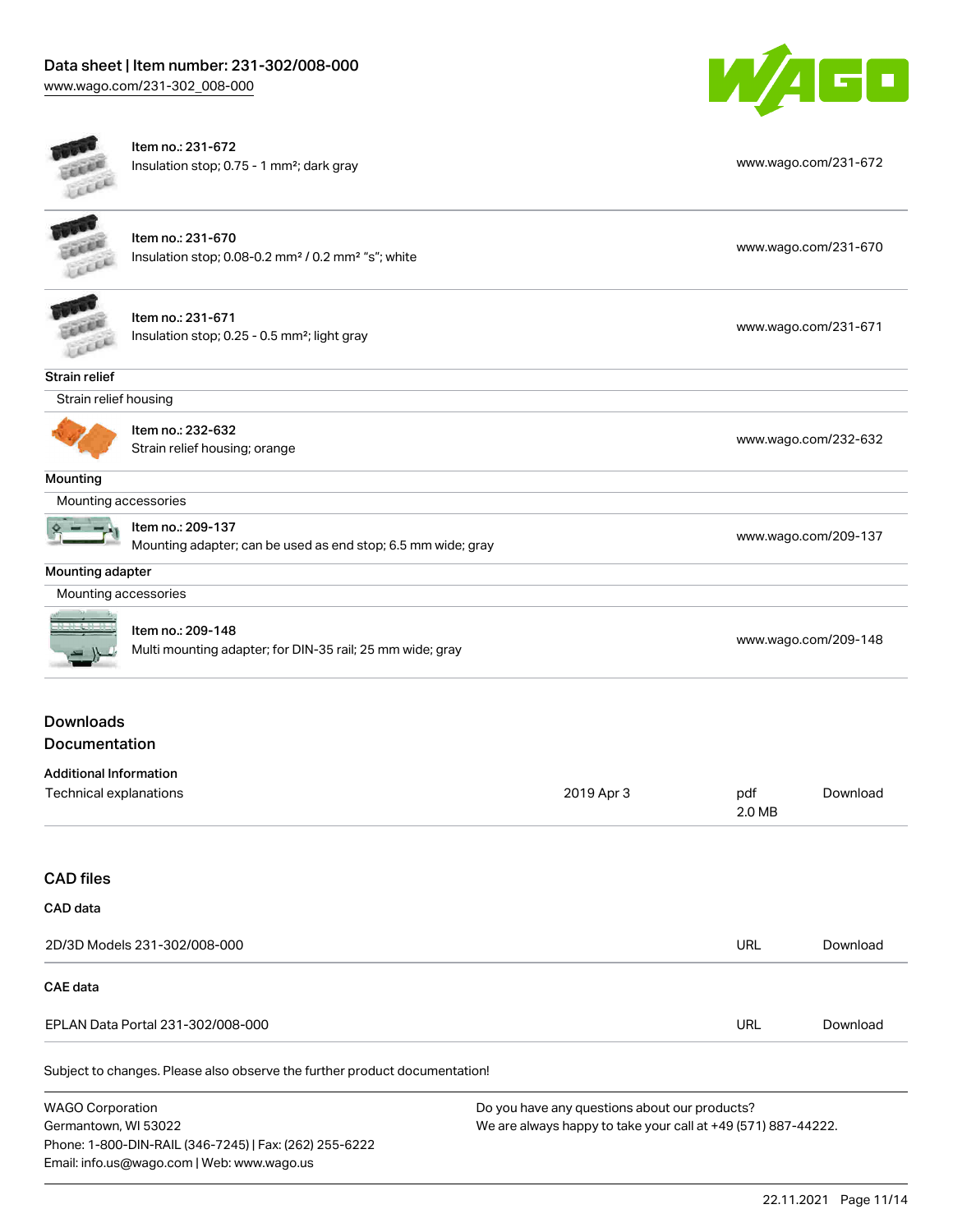| Item | Description | Link |
| --- | --- | --- |
| Item no.: 231-672 | Insulation stop; 0.75 - 1 mm²; dark gray | www.wago.com/231-672 |
| Item no.: 231-670 | Insulation stop; 0.08-0.2 mm² / 0.2 mm² "s"; white | www.wago.com/231-670 |
| Item no.: 231-671 | Insulation stop; 0.25 - 0.5 mm²; light gray | www.wago.com/231-671 |

**Strain relief**

Strain relief housing

| Item | Description | Link |
| --- | --- | --- |
| Item no.: 232-632 | Strain relief housing; orange | www.wago.com/232-632 |

**Mounting**

Mounting accessories

| Item | Description | Link |
| --- | --- | --- |
| Item no.: 209-137 | Mounting adapter; can be used as end stop; 6.5 mm wide; gray | www.wago.com/209-137 |

**Mounting adapter**

Mounting accessories

| Item | Description | Link |
| --- | --- | --- |
| Item no.: 209-148 | Multi mounting adapter; for DIN-35 rail; 25 mm wide; gray | www.wago.com/209-148 |

## Downloads
## Documentation

**Additional Information**

| | | | |
| --- | --- | --- | --- |
| Technical explanations | 2019 Apr 3 | pdf 2.0 MB | Download |

## CAD files

**CAD data**

| | | |
| --- | --- | --- |
| 2D/3D Models 231-302/008-000 | URL | Download |

**CAE data**

| | | |
| --- | --- | --- |
| EPLAN Data Portal 231-302/008-000 | URL | Download |

Subject to changes. Please also observe the further product documentation!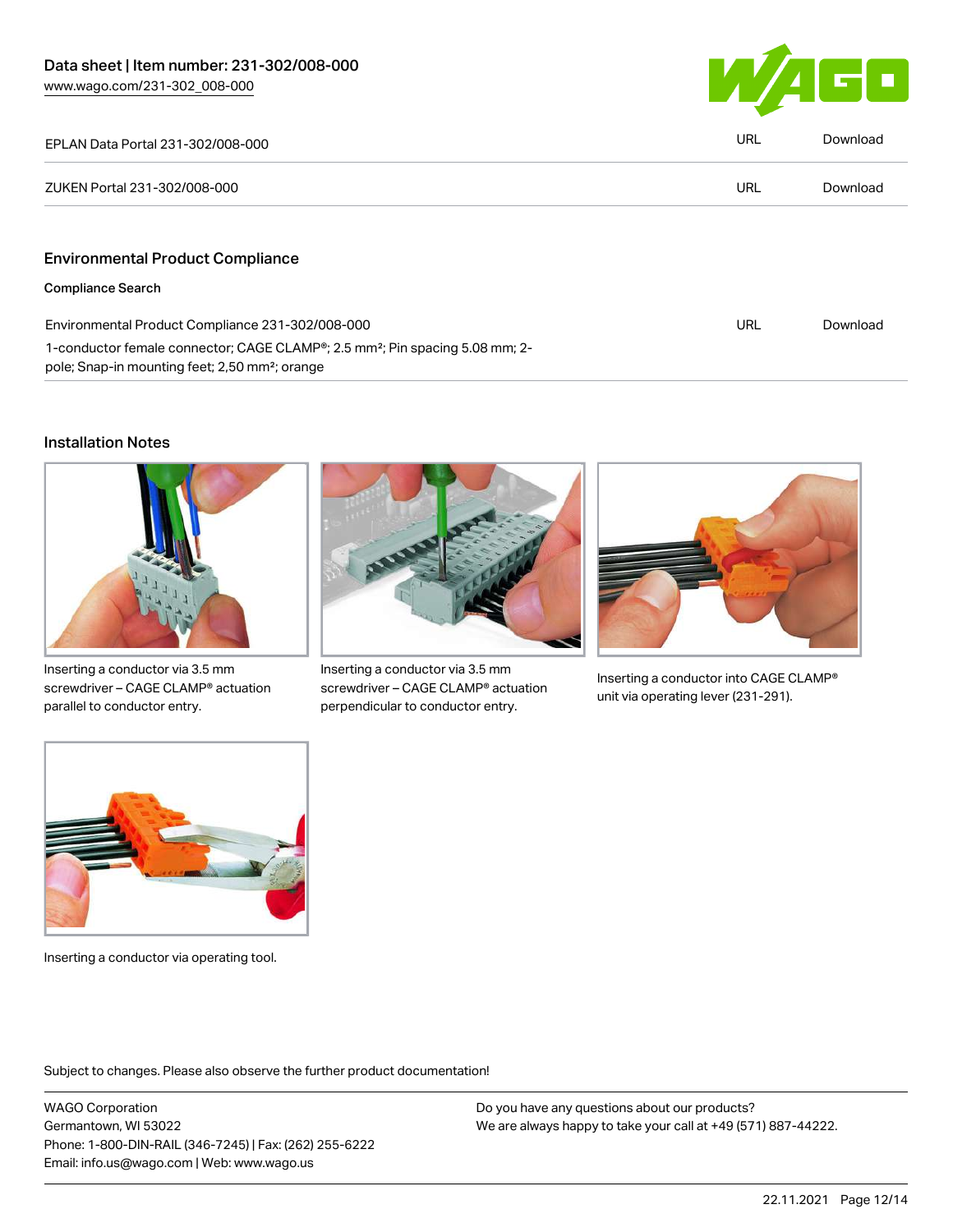| | | |
|---|---|---|
| EPLAN Data Portal 231-302/008-000 | URL | Download |
| ZUKEN Portal 231-302/008-000 | URL | Download |

## Environmental Product Compliance

### Compliance Search

| | | |
|---|---|---|
| Environmental Product Compliance 231-302/008-000<br>1-conductor female connector; CAGE CLAMP®; 2.5 mm²; Pin spacing 5.08 mm; 2-pole; Snap-in mounting feet; 2,50 mm²; orange | URL | Download |

## Installation Notes

Inserting a conductor via 3.5 mm screwdriver – CAGE CLAMP® actuation parallel to conductor entry.

Inserting a conductor via 3.5 mm screwdriver – CAGE CLAMP® actuation perpendicular to conductor entry.

Inserting a conductor into CAGE CLAMP® unit via operating lever (231-291).

Inserting a conductor via operating tool.

Subject to changes. Please also observe the further product documentation!

WAGO Corporation
Germantown, WI 53022
Phone: 1-800-DIN-RAIL (346-7245) | Fax: (262) 255-6222
Email: info.us@wago.com | Web: www.wago.us

Do you have any questions about our products?
We are always happy to take your call at +49 (571) 887-44222.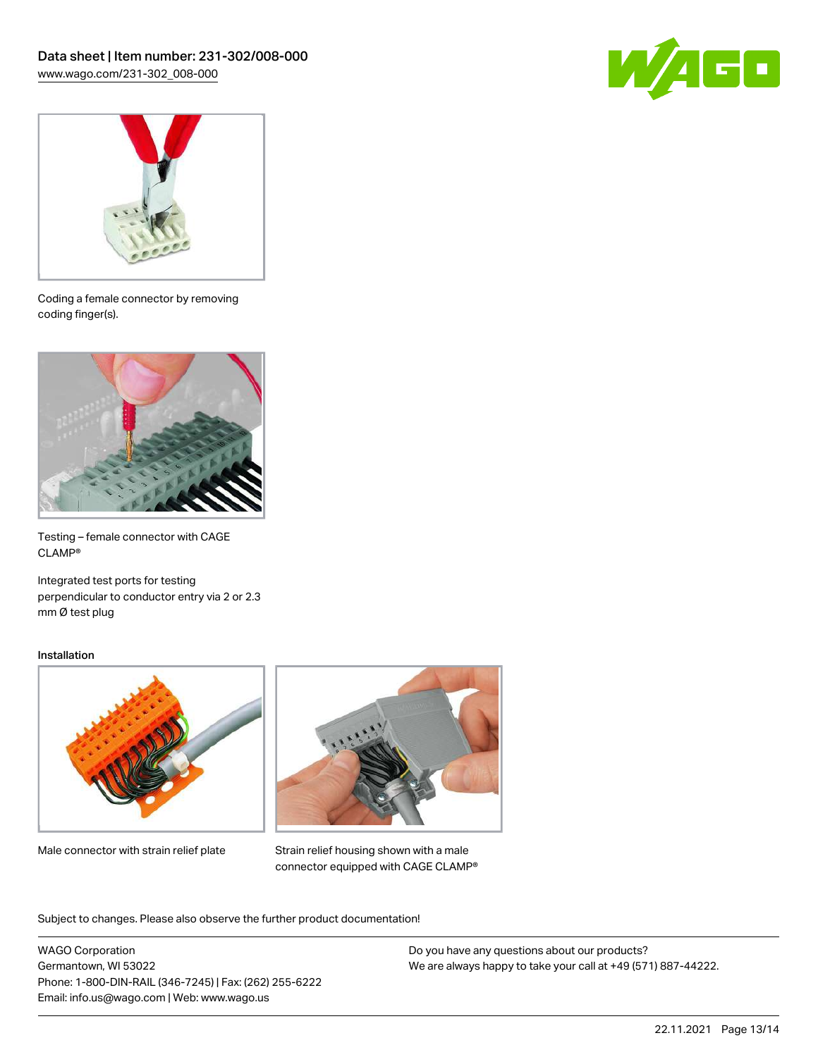Coding a female connector by removing coding finger(s).

Testing – female connector with CAGE CLAMP®

Integrated test ports for testing perpendicular to conductor entry via 2 or 2.3 mm Ø test plug

Installation

Male connector with strain relief plate

Strain relief housing shown with a male connector equipped with CAGE CLAMP®

Subject to changes. Please also observe the further product documentation!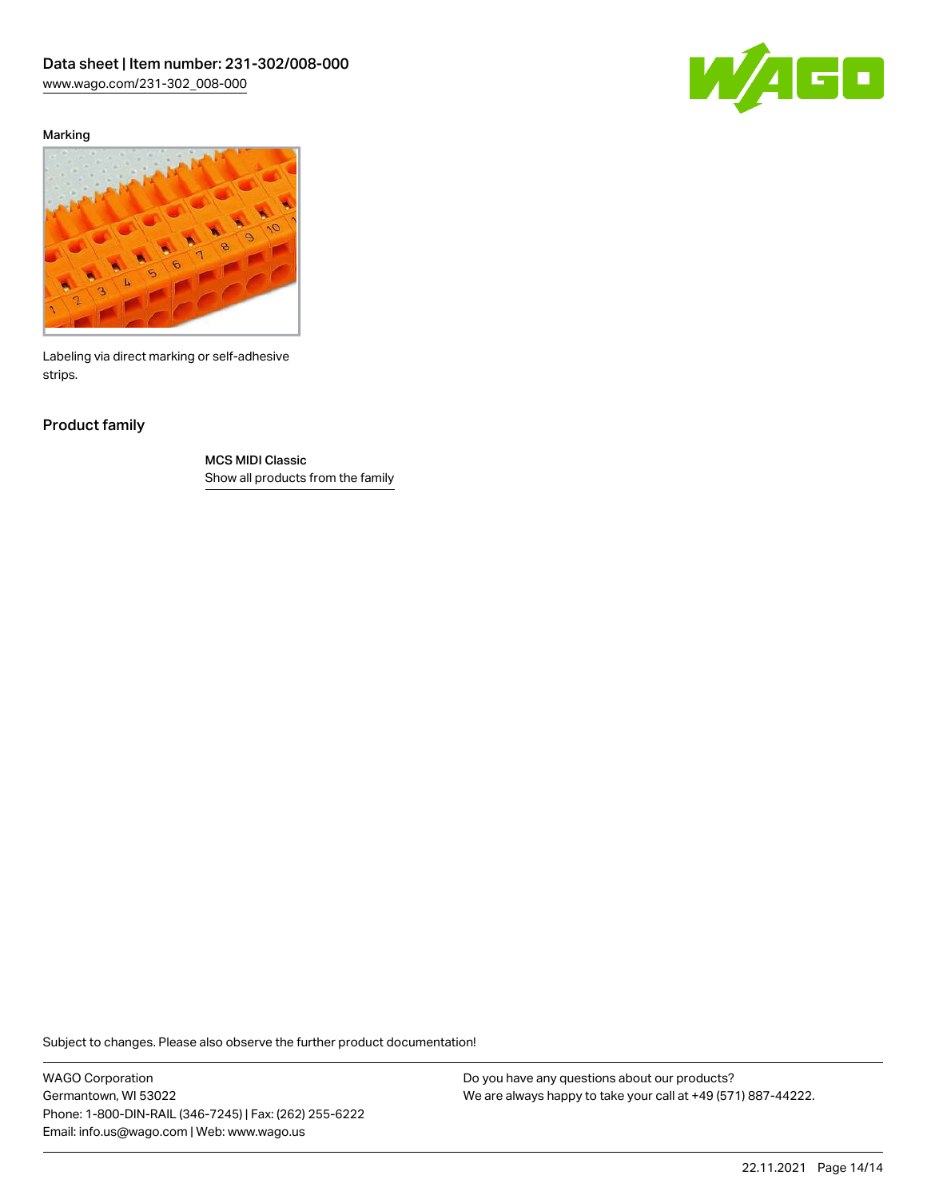Marking

Labeling via direct marking or self-adhesive strips.

## Product family

MCS MIDI Classic
Show all products from the family

Subject to changes. Please also observe the further product documentation!

WAGO Corporation
Germantown, WI 53022
Phone: 1-800-DIN-RAIL (346-7245) | Fax: (262) 255-6222
Email: info.us@wago.com | Web: www.wago.us

Do you have any questions about our products?
We are always happy to take your call at +49 (571) 887-44222.